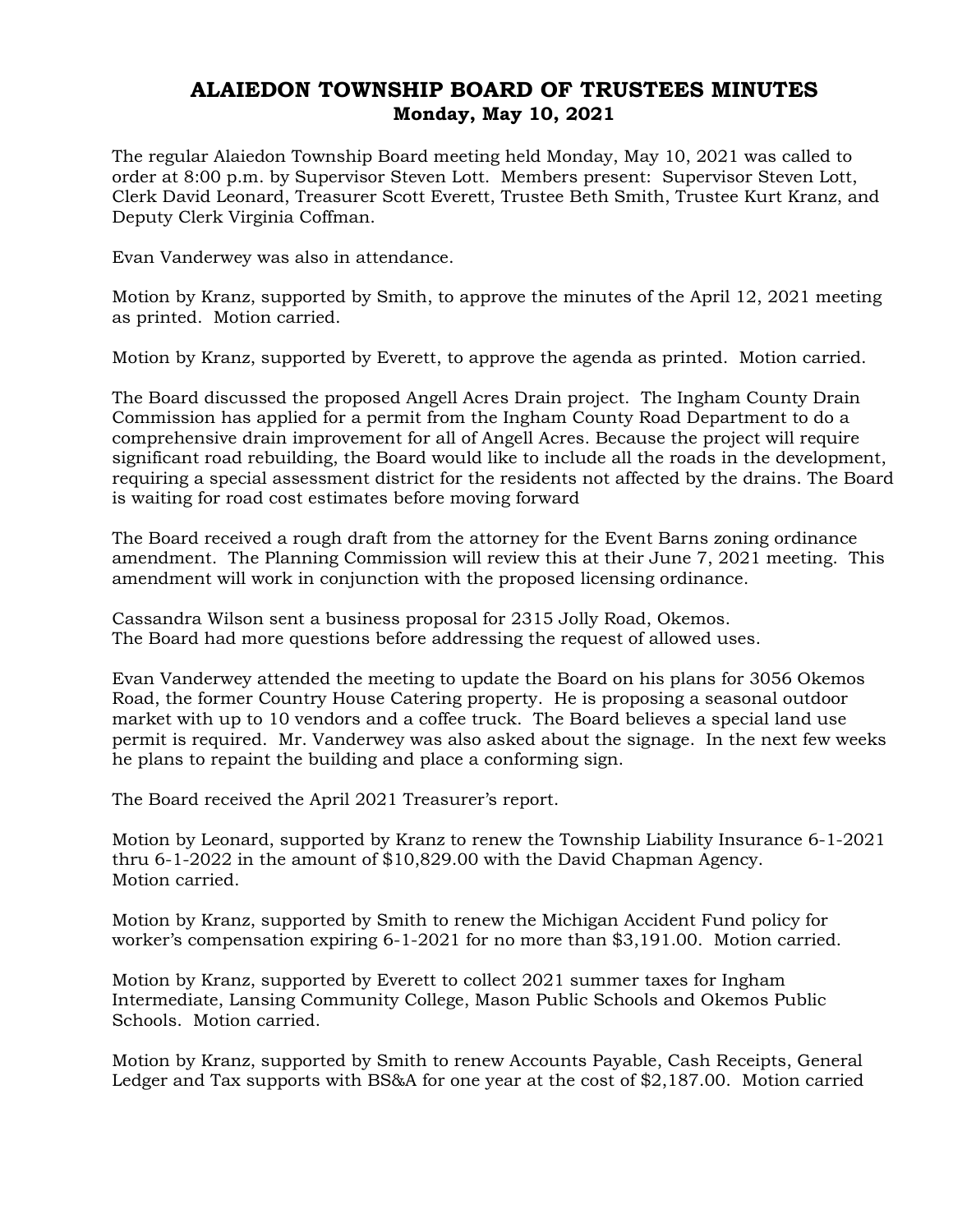# ALAIEDON TOWNSHIP BOARD OF TRUSTEES MINUTES
## Monday, May 10, 2021

The regular Alaiedon Township Board meeting held Monday, May 10, 2021 was called to order at 8:00 p.m. by Supervisor Steven Lott. Members present: Supervisor Steven Lott, Clerk David Leonard, Treasurer Scott Everett, Trustee Beth Smith, Trustee Kurt Kranz, and Deputy Clerk Virginia Coffman.

Evan Vanderwey was also in attendance.

Motion by Kranz, supported by Smith, to approve the minutes of the April 12, 2021 meeting as printed. Motion carried.

Motion by Kranz, supported by Everett, to approve the agenda as printed. Motion carried.

The Board discussed the proposed Angell Acres Drain project. The Ingham County Drain Commission has applied for a permit from the Ingham County Road Department to do a comprehensive drain improvement for all of Angell Acres. Because the project will require significant road rebuilding, the Board would like to include all the roads in the development, requiring a special assessment district for the residents not affected by the drains. The Board is waiting for road cost estimates before moving forward

The Board received a rough draft from the attorney for the Event Barns zoning ordinance amendment. The Planning Commission will review this at their June 7, 2021 meeting. This amendment will work in conjunction with the proposed licensing ordinance.

Cassandra Wilson sent a business proposal for 2315 Jolly Road, Okemos.
The Board had more questions before addressing the request of allowed uses.

Evan Vanderwey attended the meeting to update the Board on his plans for 3056 Okemos Road, the former Country House Catering property. He is proposing a seasonal outdoor market with up to 10 vendors and a coffee truck. The Board believes a special land use permit is required. Mr. Vanderwey was also asked about the signage. In the next few weeks he plans to repaint the building and place a conforming sign.

The Board received the April 2021 Treasurer's report.

Motion by Leonard, supported by Kranz to renew the Township Liability Insurance 6-1-2021 thru 6-1-2022 in the amount of $10,829.00 with the David Chapman Agency.
Motion carried.

Motion by Kranz, supported by Smith to renew the Michigan Accident Fund policy for worker's compensation expiring 6-1-2021 for no more than $3,191.00. Motion carried.

Motion by Kranz, supported by Everett to collect 2021 summer taxes for Ingham Intermediate, Lansing Community College, Mason Public Schools and Okemos Public Schools. Motion carried.

Motion by Kranz, supported by Smith to renew Accounts Payable, Cash Receipts, General Ledger and Tax supports with BS&A for one year at the cost of $2,187.00. Motion carried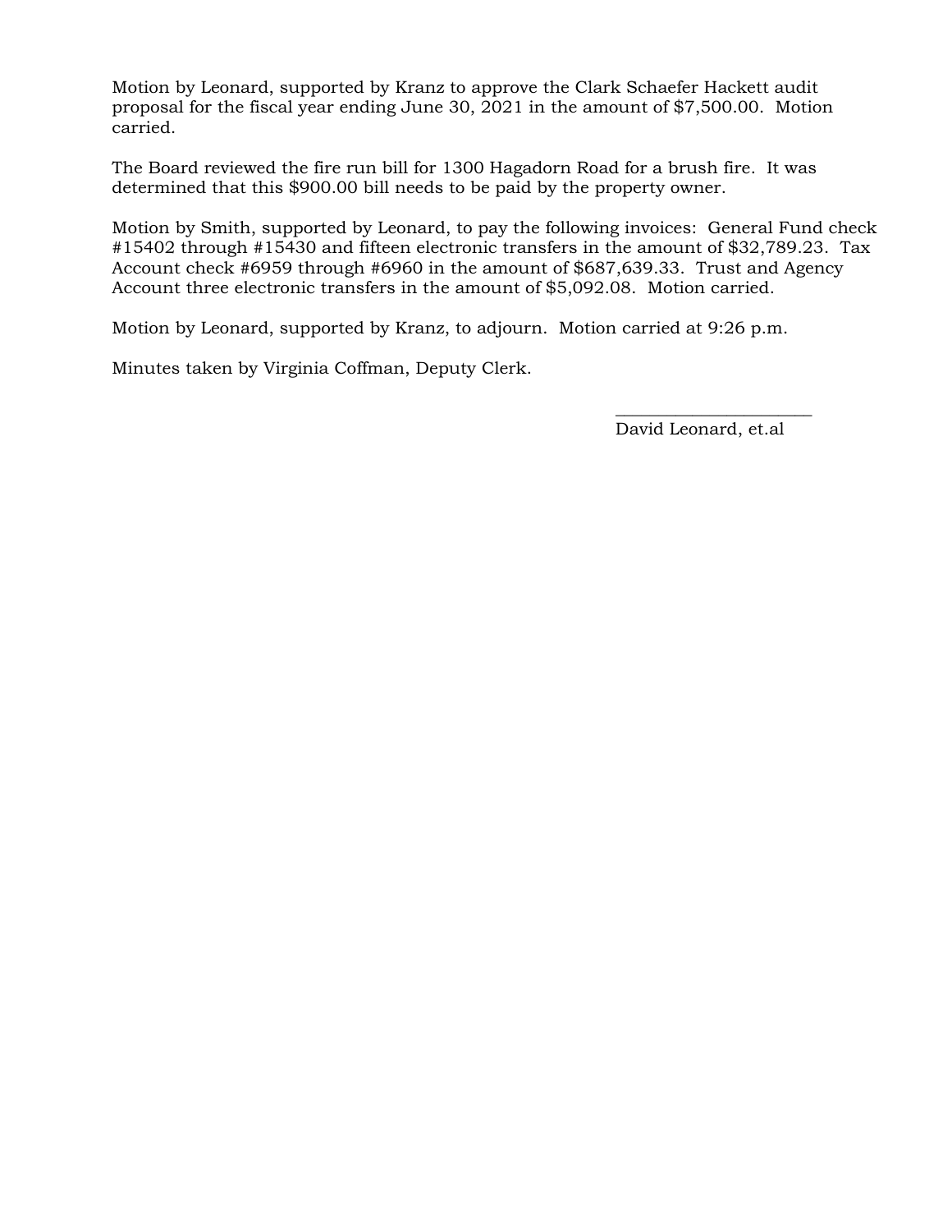Motion by Leonard, supported by Kranz to approve the Clark Schaefer Hackett audit proposal for the fiscal year ending June 30, 2021 in the amount of $7,500.00. Motion carried.

The Board reviewed the fire run bill for 1300 Hagadorn Road for a brush fire. It was determined that this $900.00 bill needs to be paid by the property owner.

Motion by Smith, supported by Leonard, to pay the following invoices: General Fund check #15402 through #15430 and fifteen electronic transfers in the amount of $32,789.23. Tax Account check #6959 through #6960 in the amount of $687,639.33. Trust and Agency Account three electronic transfers in the amount of $5,092.08. Motion carried.

Motion by Leonard, supported by Kranz, to adjourn. Motion carried at 9:26 p.m.

Minutes taken by Virginia Coffman, Deputy Clerk.

______________________

David Leonard, et.al